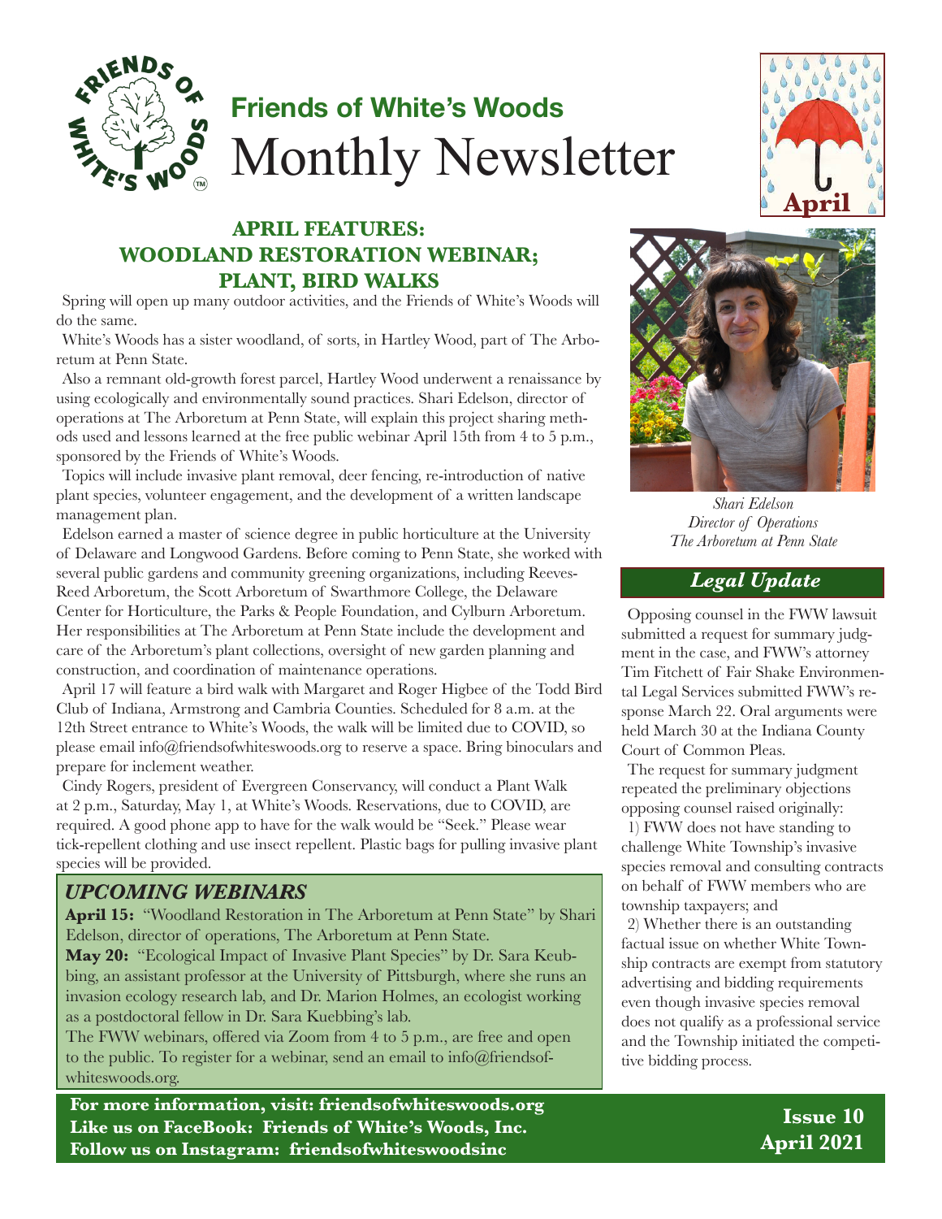# Friends of White's Woods

# Monthly Newsletter

April

## APRIL FEATURES: WOODLAND RESTORATION WEBINAR; PLANT, BIRD WALKS

Spring will open up many outdoor activities, and the Friends of White's Woods will do the same.

White's Woods has a sister woodland, of sorts, in Hartley Wood, part of The Arboretum at Penn State.

Also a remnant old-growth forest parcel, Hartley Wood underwent a renaissance by using ecologically and environmentally sound practices. Shari Edelson, director of operations at The Arboretum at Penn State, will explain this project sharing methods used and lessons learned at the free public webinar April 15th from 4 to 5 p.m., sponsored by the Friends of White's Woods.

Topics will include invasive plant removal, deer fencing, re-introduction of native plant species, volunteer engagement, and the development of a written landscape management plan.

Edelson earned a master of science degree in public horticulture at the University of Delaware and Longwood Gardens. Before coming to Penn State, she worked with several public gardens and community greening organizations, including Reeves-Reed Arboretum, the Scott Arboretum of Swarthmore College, the Delaware Center for Horticulture, the Parks & People Foundation, and Cylburn Arboretum. Her responsibilities at The Arboretum at Penn State include the development and care of the Arboretum's plant collections, oversight of new garden planning and construction, and coordination of maintenance operations.

April 17 will feature a bird walk with Margaret and Roger Higbee of the Todd Bird Club of Indiana, Armstrong and Cambria Counties. Scheduled for 8 a.m. at the 12th Street entrance to White's Woods, the walk will be limited due to COVID, so please email info@friendsofwhiteswoods.org to reserve a space. Bring binoculars and prepare for inclement weather.

Cindy Rogers, president of Evergreen Conservancy, will conduct a Plant Walk at 2 p.m., Saturday, May 1, at White's Woods. Reservations, due to COVID, are required. A good phone app to have for the walk would be "Seek." Please wear tick-repellent clothing and use insect repellent. Plastic bags for pulling invasive plant species will be provided.

*Shari Edelson*
*Director of Operations*
*The Arboretum at Penn State*

### *UPCOMING WEBINARS*

**April 15:** "Woodland Restoration in The Arboretum at Penn State" by Shari Edelson, director of operations, The Arboretum at Penn State.

**May 20:** "Ecological Impact of Invasive Plant Species" by Dr. Sara Keubbing, an assistant professor at the University of Pittsburgh, where she runs an invasion ecology research lab, and Dr. Marion Holmes, an ecologist working as a postdoctoral fellow in Dr. Sara Kuebbing's lab.

The FWW webinars, offered via Zoom from 4 to 5 p.m., are free and open to the public. To register for a webinar, send an email to info@friendsofwhiteswoods.org.

### *Legal Update*

Opposing counsel in the FWW lawsuit submitted a request for summary judgment in the case, and FWW's attorney Tim Fitchett of Fair Shake Environmental Legal Services submitted FWW's response March 22. Oral arguments were held March 30 at the Indiana County Court of Common Pleas.

The request for summary judgment repeated the preliminary objections opposing counsel raised originally:

1) FWW does not have standing to challenge White Township's invasive species removal and consulting contracts on behalf of FWW members who are township taxpayers; and

2) Whether there is an outstanding factual issue on whether White Township contracts are exempt from statutory advertising and bidding requirements even though invasive species removal does not qualify as a professional service and the Township initiated the competitive bidding process.

**For more information, visit: friendsofwhiteswoods.org**
**Like us on FaceBook: Friends of White's Woods, Inc.**
**Follow us on Instagram: friendsofwhiteswoodsinc**

**Issue 10**
**April 2021**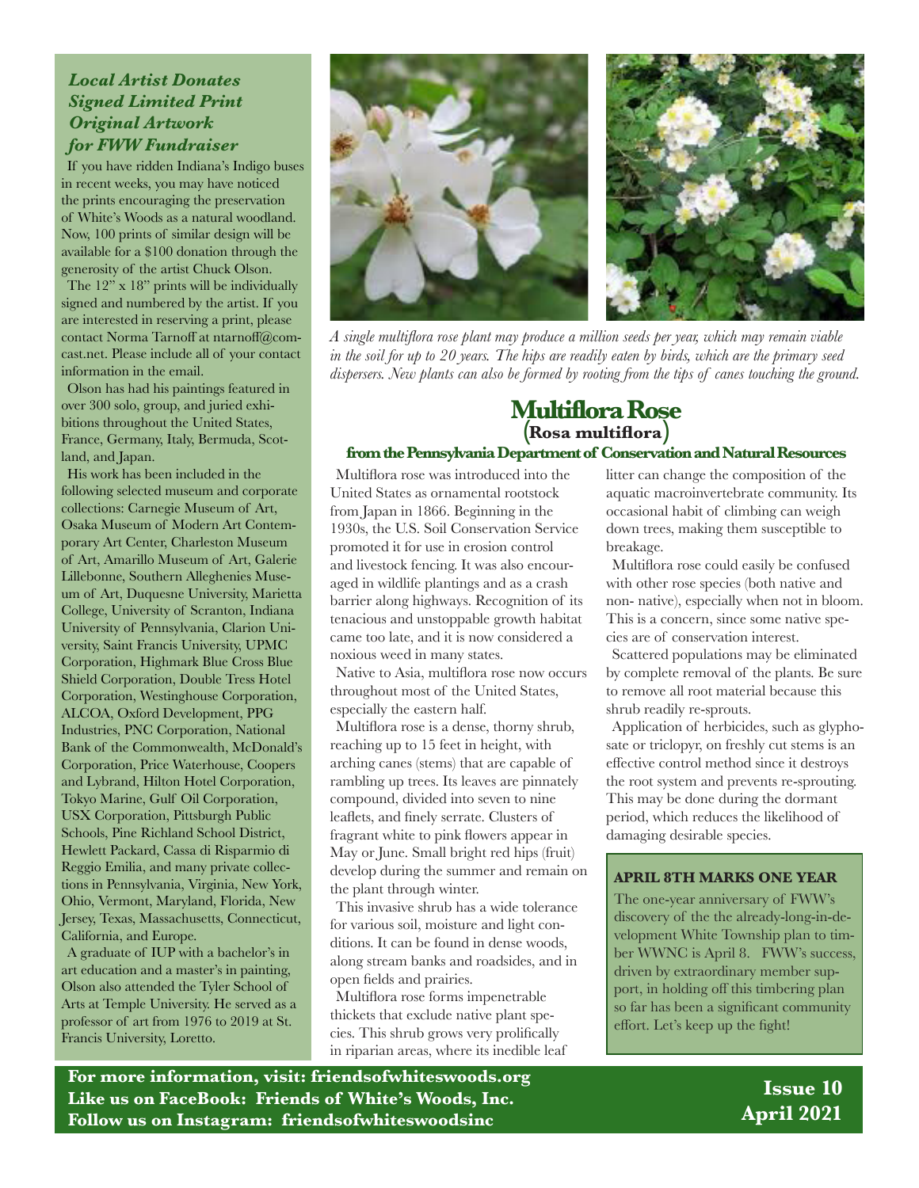### *Local Artist Donates Signed Limited Print Original Artwork for FWW Fundraiser*

If you have ridden Indiana's Indigo buses in recent weeks, you may have noticed the prints encouraging the preservation of White's Woods as a natural woodland. Now, 100 prints of similar design will be available for a $100 donation through the generosity of the artist Chuck Olson.

The 12" x 18" prints will be individually signed and numbered by the artist. If you are interested in reserving a print, please contact Norma Tarnoff at ntarnoff@comcast.net. Please include all of your contact information in the email.

Olson has had his paintings featured in over 300 solo, group, and juried exhibitions throughout the United States, France, Germany, Italy, Bermuda, Scotland, and Japan.

His work has been included in the following selected museum and corporate collections: Carnegie Museum of Art, Osaka Museum of Modern Art Contemporary Art Center, Charleston Museum of Art, Amarillo Museum of Art, Galerie Lillebonne, Southern Alleghenies Museum of Art, Duquesne University, Marietta College, University of Scranton, Indiana University of Pennsylvania, Clarion University, Saint Francis University, UPMC Corporation, Highmark Blue Cross Blue Shield Corporation, Double Tress Hotel Corporation, Westinghouse Corporation, ALCOA, Oxford Development, PPG Industries, PNC Corporation, National Bank of the Commonwealth, McDonald's Corporation, Price Waterhouse, Coopers and Lybrand, Hilton Hotel Corporation, Tokyo Marine, Gulf Oil Corporation, USX Corporation, Pittsburgh Public Schools, Pine Richland School District, Hewlett Packard, Cassa di Risparmio di Reggio Emilia, and many private collections in Pennsylvania, Virginia, New York, Ohio, Vermont, Maryland, Florida, New Jersey, Texas, Massachusetts, Connecticut, California, and Europe.

A graduate of IUP with a bachelor's in art education and a master's in painting, Olson also attended the Tyler School of Arts at Temple University. He served as a professor of art from 1976 to 2019 at St. Francis University, Loretto.

*A single multiflora rose plant may produce a million seeds per year, which may remain viable in the soil for up to 20 years. The hips are readily eaten by birds, which are the primary seed dispersers. New plants can also be formed by rooting from the tips of canes touching the ground.*

## Multiflora Rose
### (Rosa multiflora)
#### from the Pennsylvania Department of Conservation and Natural Resources

Multiflora rose was introduced into the United States as ornamental rootstock from Japan in 1866. Beginning in the 1930s, the U.S. Soil Conservation Service promoted it for use in erosion control and livestock fencing. It was also encouraged in wildlife plantings and as a crash barrier along highways. Recognition of its tenacious and unstoppable growth habitat came too late, and it is now considered a noxious weed in many states.

Native to Asia, multiflora rose now occurs throughout most of the United States, especially the eastern half.

Multiflora rose is a dense, thorny shrub, reaching up to 15 feet in height, with arching canes (stems) that are capable of rambling up trees. Its leaves are pinnately compound, divided into seven to nine leaflets, and finely serrate. Clusters of fragrant white to pink flowers appear in May or June. Small bright red hips (fruit) develop during the summer and remain on the plant through winter.

This invasive shrub has a wide tolerance for various soil, moisture and light conditions. It can be found in dense woods, along stream banks and roadsides, and in open fields and prairies.

Multiflora rose forms impenetrable thickets that exclude native plant species. This shrub grows very prolifically in riparian areas, where its inedible leaf litter can change the composition of the aquatic macroinvertebrate community. Its occasional habit of climbing can weigh down trees, making them susceptible to breakage.

Multiflora rose could easily be confused with other rose species (both native and non- native), especially when not in bloom. This is a concern, since some native species are of conservation interest.

Scattered populations may be eliminated by complete removal of the plants. Be sure to remove all root material because this shrub readily re-sprouts.

Application of herbicides, such as glyphosate or triclopyr, on freshly cut stems is an effective control method since it destroys the root system and prevents re-sprouting. This may be done during the dormant period, which reduces the likelihood of damaging desirable species.

**APRIL 8TH MARKS ONE YEAR**

The one-year anniversary of FWW's discovery of the the already-long-in-development White Township plan to timber WWNC is April 8. FWW's success, driven by extraordinary member support, in holding off this timbering plan so far has been a significant community effort. Let's keep up the fight!

**For more information, visit: friendsofwhiteswoods.org**
**Like us on FaceBook: Friends of White's Woods, Inc.**
**Follow us on Instagram: friendsofwhiteswoodsinc**